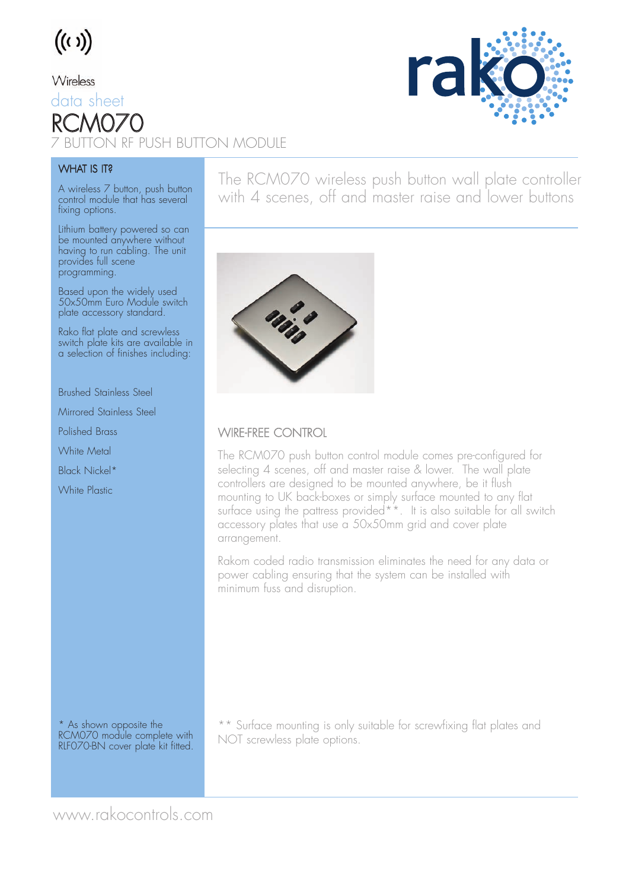Wireless

data sheet

# RCM070

## 7 BUTTON RF PUSH BUTTON MODULE

### WHAT IS IT?

A wireless 7 button, push button control module that has several fixing options.

Lithium battery powered so can be mounted anywhere without having to run cabling. The unit provides full scene programming.

Based upon the widely used 50x50mm Euro Module switch plate accessory standard.

Rako flat plate and screwless switch plate kits are available in a selection of finishes including:

Brushed Stainless Steel

Mirrored Stainless Steel

Polished Brass

White Metal

Black Nickel*

White Plastic

\* As shown opposite the RCM070 module complete with RLF070-BN cover plate kit fitted.

The RCM070 wireless push button wall plate controller with 4 scenes, off and master raise and lower buttons

### WIRE-FREE CONTROL

The RCM070 push button control module comes pre-configured for selecting 4 scenes, off and master raise & lower. The wall plate controllers are designed to be mounted anywhere, be it flush mounting to UK back-boxes or simply surface mounted to any flat surface using the pattress provided**. It is also suitable for all switch accessory plates that use a 50x50mm grid and cover plate arrangement.

Rakom coded radio transmission eliminates the need for any data or power cabling ensuring that the system can be installed with minimum fuss and disruption.

\*\* Surface mounting is only suitable for screwfixing flat plates and NOT screwless plate options.

www.rakocontrols.com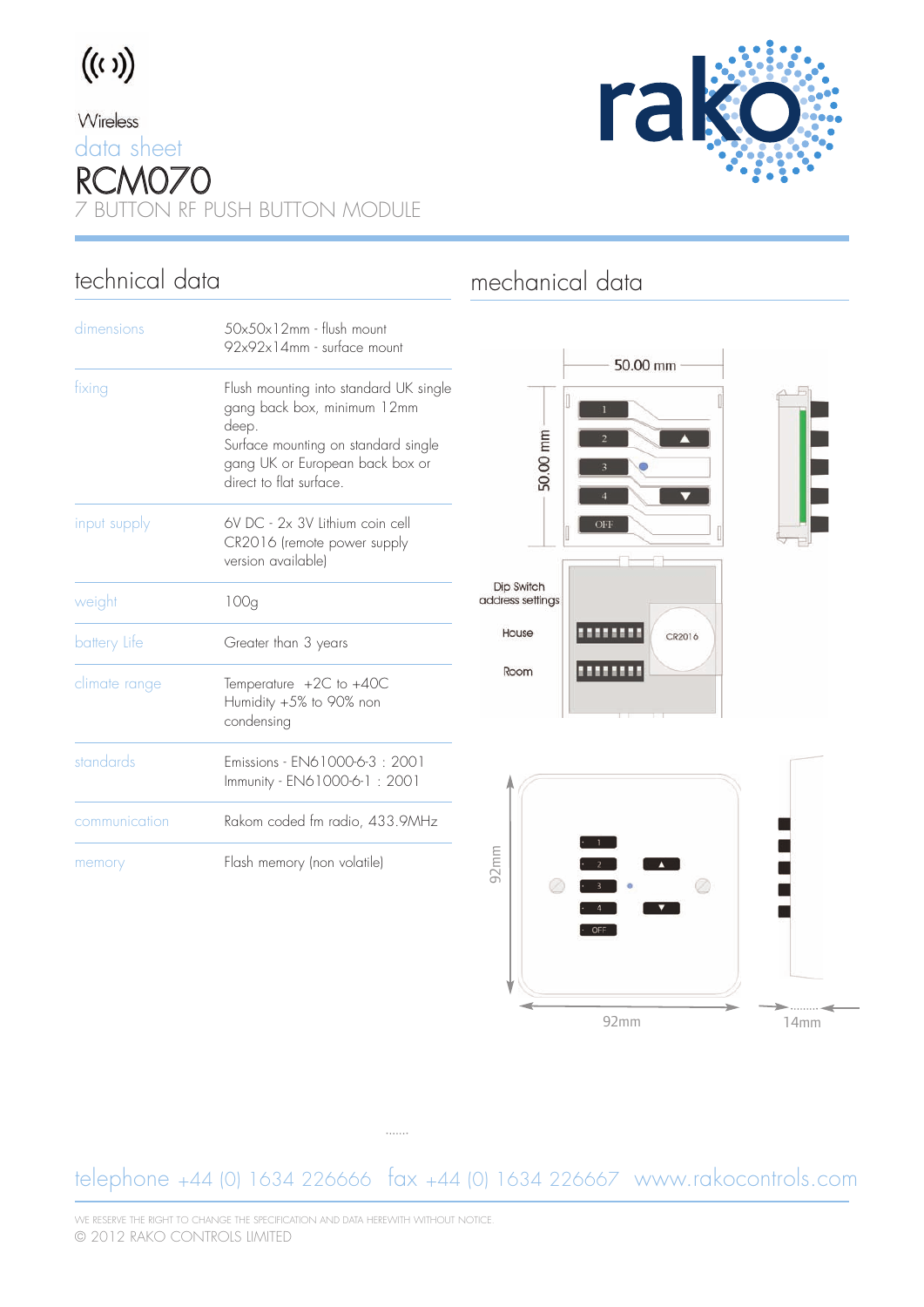Wireless

data sheet

# RCM070

7 BUTTON RF PUSH BUTTON MODULE

## technical data

| | |
|---|---|
| dimensions | 50x50x12mm - flush mount<br>92x92x14mm - surface mount |
| fixing | Flush mounting into standard UK single gang back box, minimum 12mm deep.<br>Surface mounting on standard single gang UK or European back box or direct to flat surface. |
| input supply | 6V DC - 2x 3V Lithium coin cell CR2016 (remote power supply version available) |
| weight | 100g |
| battery Life | Greater than 3 years |
| climate range | Temperature +2C to +40C<br>Humidity +5% to 90% non condensing |
| standards | Emissions - EN61000-6-3 : 2001<br>Immunity - EN61000-6-1 : 2001 |
| communication | Rakom coded fm radio, 433.9MHz |
| memory | Flash memory (non volatile) |

## mechanical data

50.00 mm

50.00 mm

1

2

3

4

OFF

Dip Switch address settings

House

Room

CR2016

92mm

92mm

14mm

telephone +44 (0) 1634 226666 fax +44 (0) 1634 226667 www.rakocontrols.com

WE RESERVE THE RIGHT TO CHANGE THE SPECIFICATION AND DATA HEREWITH WITHOUT NOTICE.

© 2012 RAKO CONTROLS LIMITED